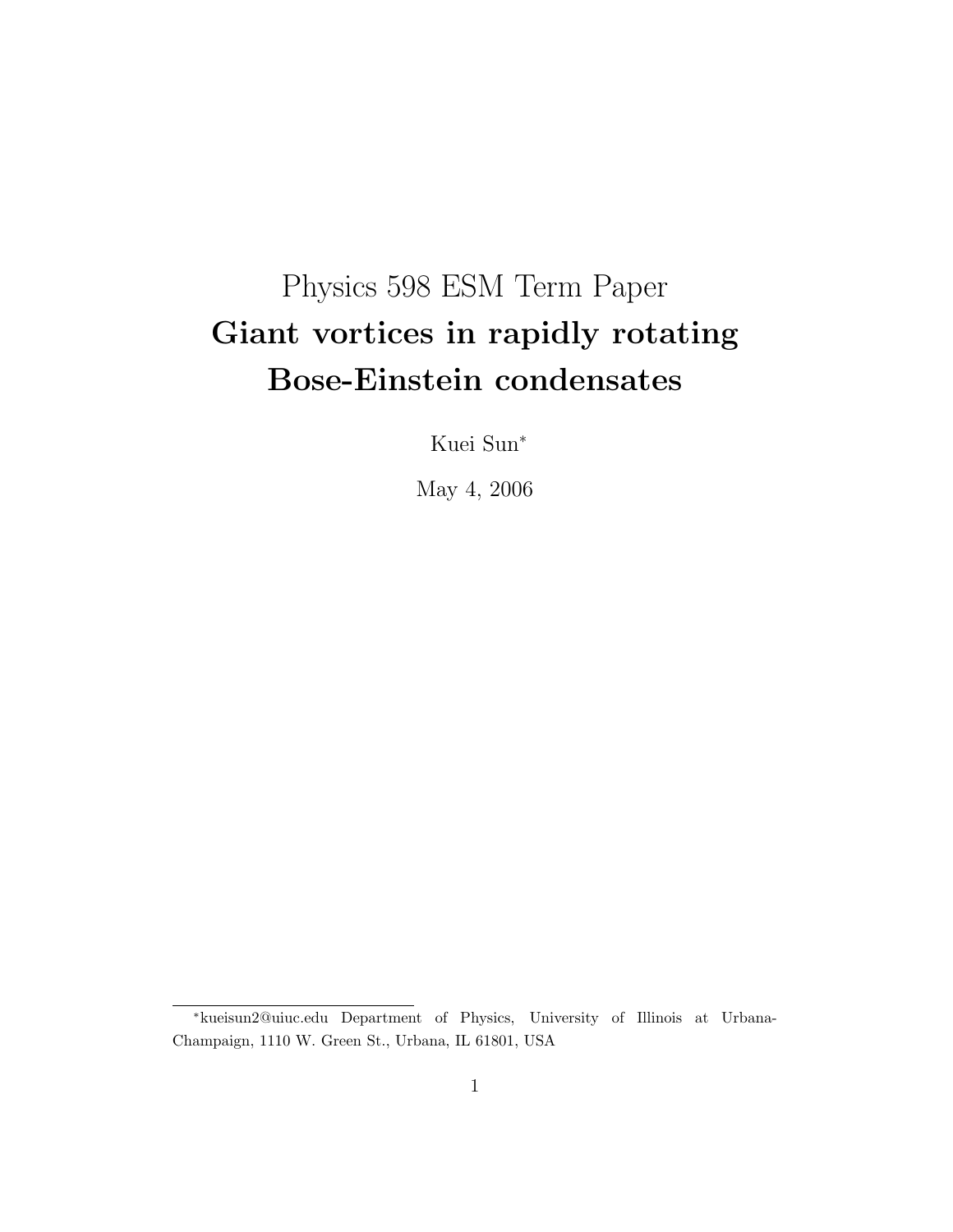Physics 598 ESM Term Paper

# Giant vortices in rapidly rotating Bose-Einstein condensates

Kuei Sun*

May 4, 2006

*kueisun2@uiuc.edu Department of Physics, University of Illinois at Urbana-Champaign, 1110 W. Green St., Urbana, IL 61801, USA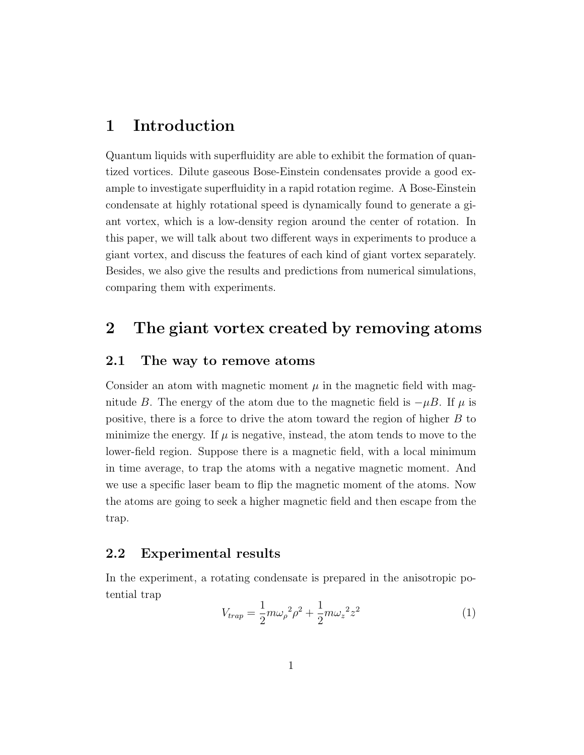# 1 Introduction

Quantum liquids with superfluidity are able to exhibit the formation of quantized vortices. Dilute gaseous Bose-Einstein condensates provide a good example to investigate superfluidity in a rapid rotation regime. A Bose-Einstein condensate at highly rotational speed is dynamically found to generate a giant vortex, which is a low-density region around the center of rotation. In this paper, we will talk about two different ways in experiments to produce a giant vortex, and discuss the features of each kind of giant vortex separately. Besides, we also give the results and predictions from numerical simulations, comparing them with experiments.

# 2 The giant vortex created by removing atoms

## 2.1 The way to remove atoms

Consider an atom with magnetic moment $\mu$ in the magnetic field with magnitude $B$. The energy of the atom due to the magnetic field is $-\mu B$. If $\mu$ is positive, there is a force to drive the atom toward the region of higher $B$ to minimize the energy. If $\mu$ is negative, instead, the atom tends to move to the lower-field region. Suppose there is a magnetic field, with a local minimum in time average, to trap the atoms with a negative magnetic moment. And we use a specific laser beam to flip the magnetic moment of the atoms. Now the atoms are going to seek a higher magnetic field and then escape from the trap.

## 2.2 Experimental results

In the experiment, a rotating condensate is prepared in the anisotropic potential trap

$$V_{trap} = \frac{1}{2}m{\omega_\rho}^2\rho^2 + \frac{1}{2}m{\omega_z}^2z^2 \tag{1}$$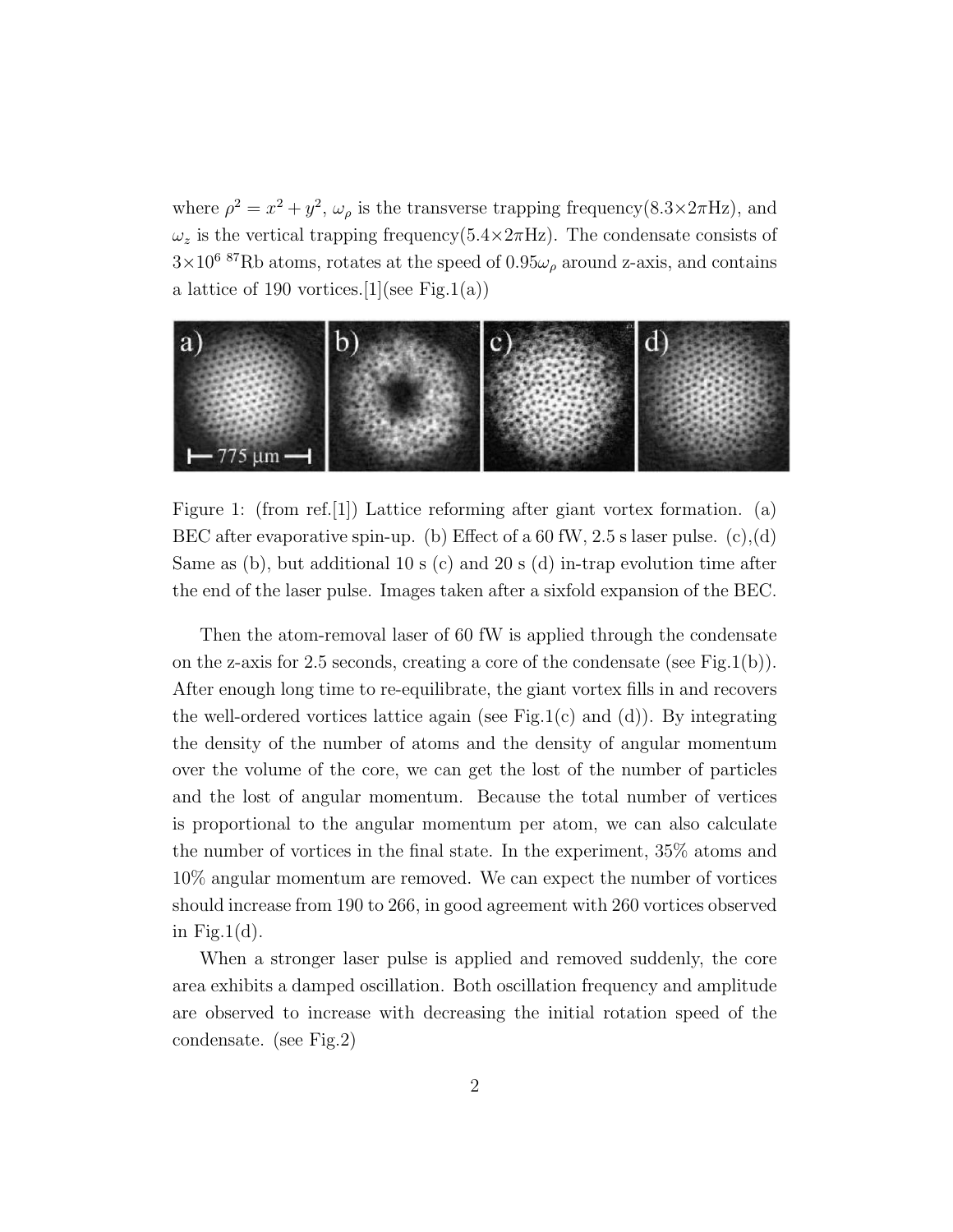where $\rho^2 = x^2 + y^2$, $\omega_\rho$ is the transverse trapping frequency($8.3\times2\pi$Hz), and $\omega_z$ is the vertical trapping frequency($5.4\times2\pi$Hz). The condensate consists of $3\times10^6$ $^{87}$Rb atoms, rotates at the speed of $0.95\omega_\rho$ around z-axis, and contains a lattice of 190 vortices.[1](see Fig.1(a))

Figure 1: (from ref.[1]) Lattice reforming after giant vortex formation. (a) BEC after evaporative spin-up. (b) Effect of a 60 fW, 2.5 s laser pulse. (c),(d) Same as (b), but additional 10 s (c) and 20 s (d) in-trap evolution time after the end of the laser pulse. Images taken after a sixfold expansion of the BEC.

Then the atom-removal laser of 60 fW is applied through the condensate on the z-axis for 2.5 seconds, creating a core of the condensate (see Fig.1(b)). After enough long time to re-equilibrate, the giant vortex fills in and recovers the well-ordered vortices lattice again (see Fig.1(c) and (d)). By integrating the density of the number of atoms and the density of angular momentum over the volume of the core, we can get the lost of the number of particles and the lost of angular momentum. Because the total number of vertices is proportional to the angular momentum per atom, we can also calculate the number of vortices in the final state. In the experiment, 35% atoms and 10% angular momentum are removed. We can expect the number of vortices should increase from 190 to 266, in good agreement with 260 vortices observed in Fig.1(d).

When a stronger laser pulse is applied and removed suddenly, the core area exhibits a damped oscillation. Both oscillation frequency and amplitude are observed to increase with decreasing the initial rotation speed of the condensate. (see Fig.2)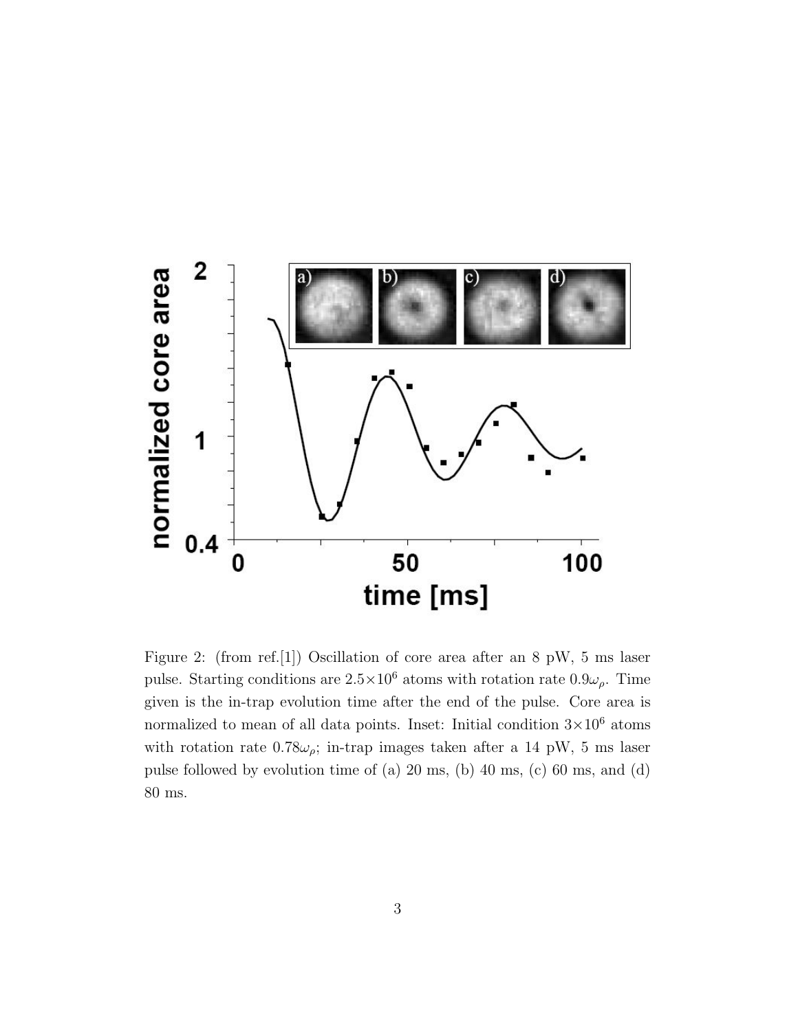Figure 2: (from ref.[1]) Oscillation of core area after an 8 pW, 5 ms laser pulse. Starting conditions are $2.5\times10^6$ atoms with rotation rate $0.9\omega_\rho$. Time given is the in-trap evolution time after the end of the pulse. Core area is normalized to mean of all data points. Inset: Initial condition $3\times10^6$ atoms with rotation rate $0.78\omega_\rho$; in-trap images taken after a 14 pW, 5 ms laser pulse followed by evolution time of (a) 20 ms, (b) 40 ms, (c) 60 ms, and (d) 80 ms.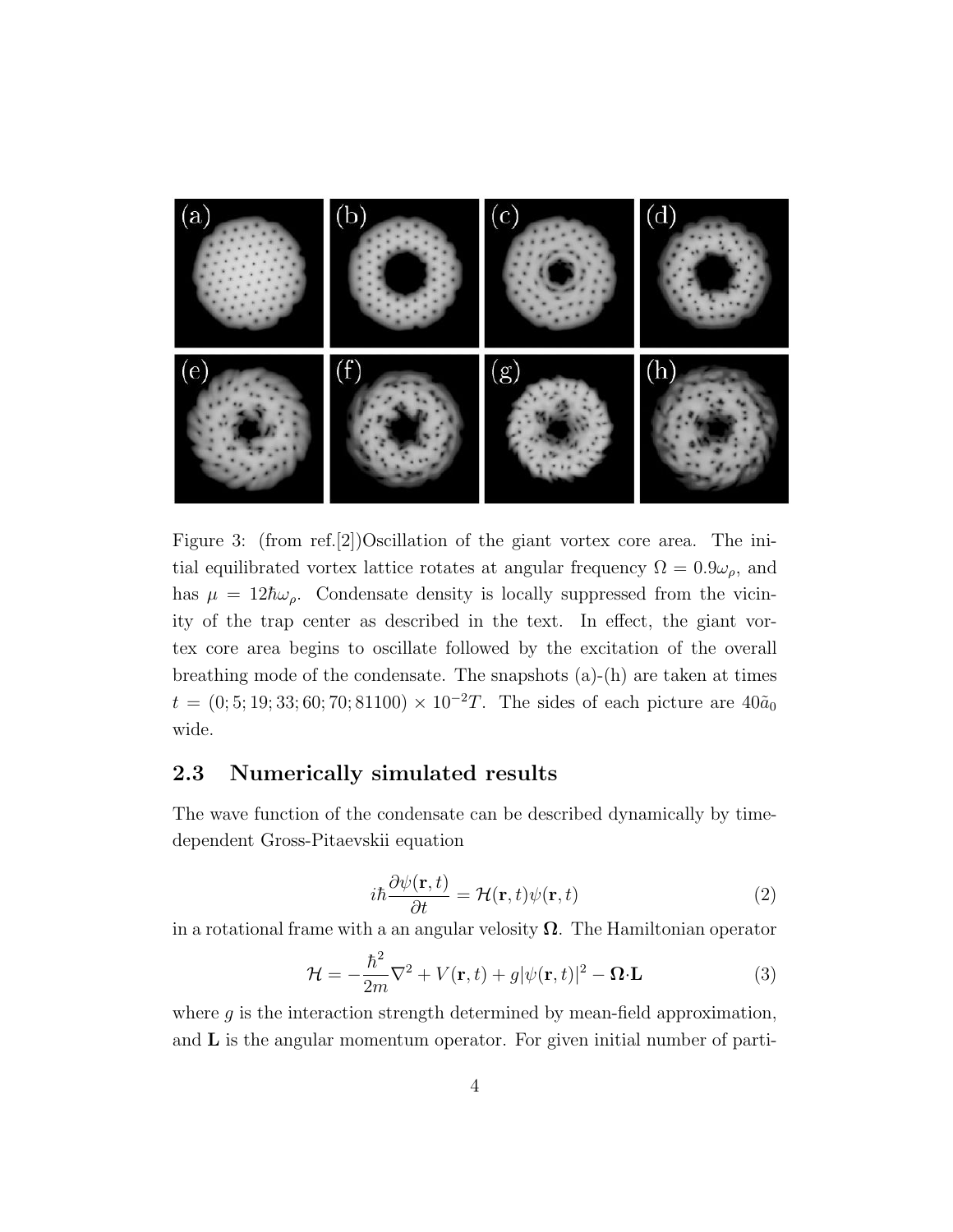Figure 3: (from ref.[2])Oscillation of the giant vortex core area. The initial equilibrated vortex lattice rotates at angular frequency $\Omega = 0.9\omega_\rho$, and has $\mu = 12\hbar\omega_\rho$. Condensate density is locally suppressed from the vicinity of the trap center as described in the text. In effect, the giant vortex core area begins to oscillate followed by the excitation of the overall breathing mode of the condensate. The snapshots (a)-(h) are taken at times $t = (0; 5; 19; 33; 60; 70; 81100) \times 10^{-2}T$. The sides of each picture are $40\tilde{a}_0$ wide.

### 2.3 Numerically simulated results

The wave function of the condensate can be described dynamically by time-dependent Gross-Pitaevskii equation

$$i\hbar\frac{\partial\psi(\mathbf{r},t)}{\partial t} = \mathcal{H}(\mathbf{r},t)\psi(\mathbf{r},t) \tag{2}$$

in a rotational frame with a an angular velosity $\mathbf{\Omega}$. The Hamiltonian operator

$$\mathcal{H} = -\frac{\hbar^2}{2m}\nabla^2 + V(\mathbf{r},t) + g|\psi(\mathbf{r},t)|^2 - \mathbf{\Omega}\cdot\mathbf{L} \tag{3}$$

where $g$ is the interaction strength determined by mean-field approximation, and $\mathbf{L}$ is the angular momentum operator. For given initial number of parti-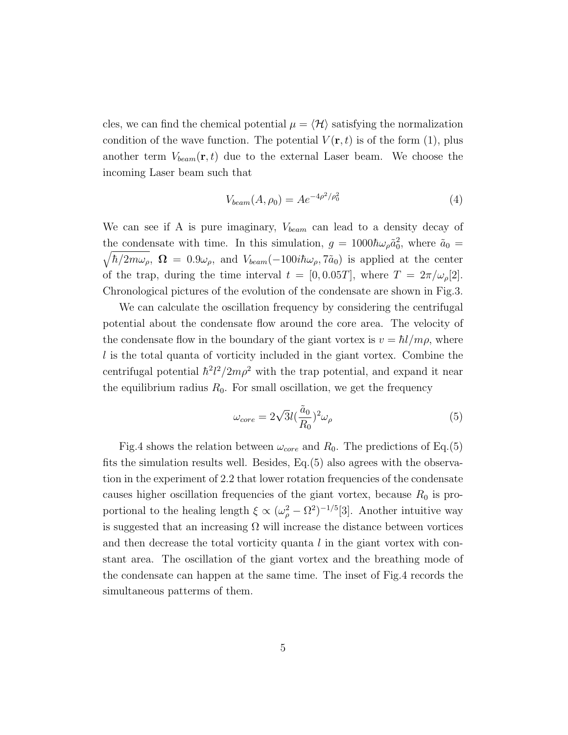cles, we can find the chemical potential $\mu = \langle \mathcal{H} \rangle$ satisfying the normalization condition of the wave function. The potential $V(\mathbf{r}, t)$ is of the form (1), plus another term $V_{beam}(\mathbf{r}, t)$ due to the external Laser beam. We choose the incoming Laser beam such that

$$V_{beam}(A, \rho_0) = Ae^{-4\rho^2/\rho_0^2} \tag{4}$$

We can see if A is pure imaginary, $V_{beam}$ can lead to a density decay of the condensate with time. In this simulation, $g = 1000\hbar\omega_\rho \tilde{a}_0^2$, where $\tilde{a}_0 = \sqrt{\hbar/2m\omega_\rho}$, $\mathbf{\Omega} = 0.9\omega_\rho$, and $V_{beam}(-100i\hbar\omega_\rho, 7\tilde{a}_0)$ is applied at the center of the trap, during the time interval $t = [0, 0.05T]$, where $T = 2\pi/\omega_\rho$[2]. Chronological pictures of the evolution of the condensate are shown in Fig.3.

We can calculate the oscillation frequency by considering the centrifugal potential about the condensate flow around the core area. The velocity of the condensate flow in the boundary of the giant vortex is $v = \hbar l/m\rho$, where $l$ is the total quanta of vorticity included in the giant vortex. Combine the centrifugal potential $\hbar^2 l^2/2m\rho^2$ with the trap potential, and expand it near the equilibrium radius $R_0$. For small oscillation, we get the frequency

$$\omega_{core} = 2\sqrt{3}l(\frac{\tilde{a}_0}{R_0})^2\omega_\rho \tag{5}$$

Fig.4 shows the relation between $\omega_{core}$ and $R_0$. The predictions of Eq.(5) fits the simulation results well. Besides, Eq.(5) also agrees with the observation in the experiment of 2.2 that lower rotation frequencies of the condensate causes higher oscillation frequencies of the giant vortex, because $R_0$ is proportional to the healing length $\xi \propto (\omega_\rho^2 - \Omega^2)^{-1/5}$[3]. Another intuitive way is suggested that an increasing $\Omega$ will increase the distance between vortices and then decrease the total vorticity quanta $l$ in the giant vortex with constant area. The oscillation of the giant vortex and the breathing mode of the condensate can happen at the same time. The inset of Fig.4 records the simultaneous patterms of them.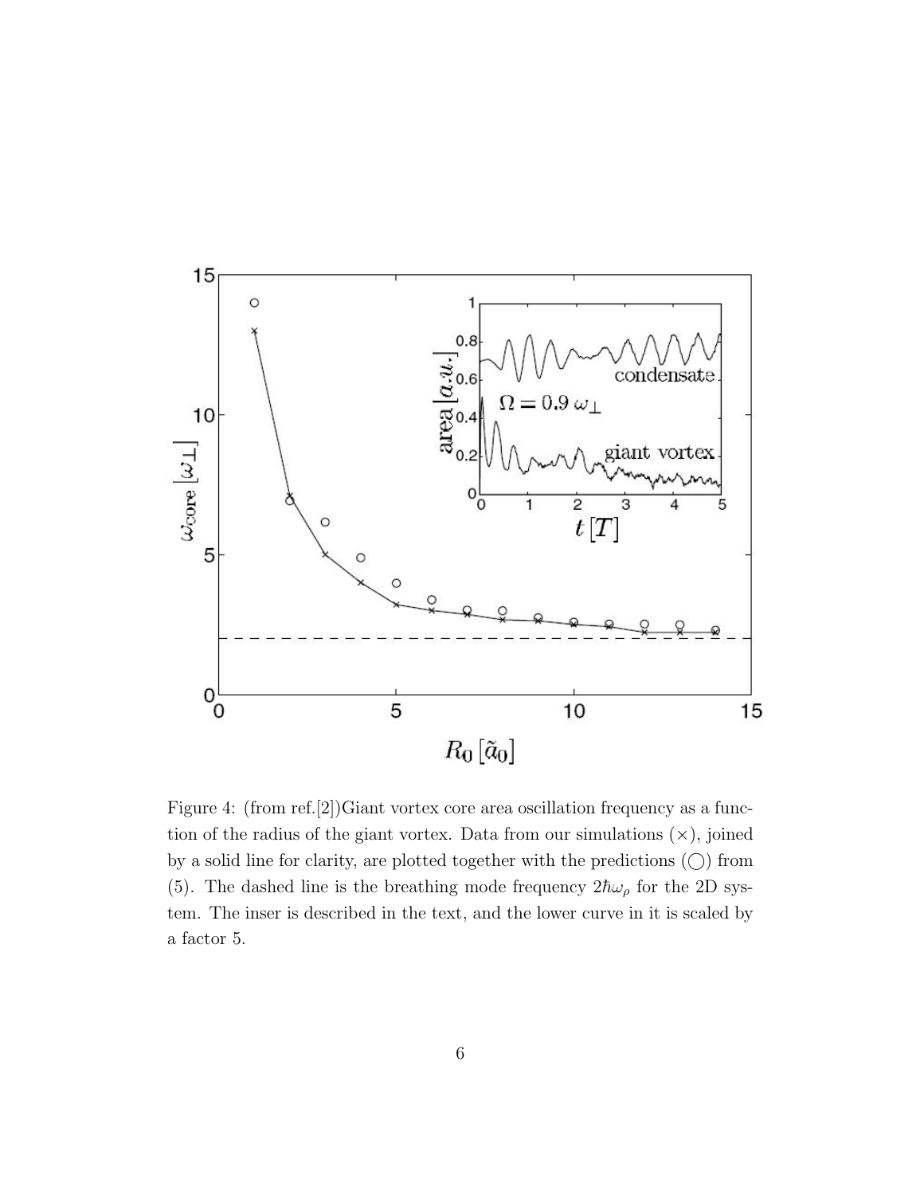Figure 4: (from ref.[2])Giant vortex core area oscillation frequency as a function of the radius of the giant vortex. Data from our simulations ($\times$), joined by a solid line for clarity, are plotted together with the predictions ($\bigcirc$) from (5). The dashed line is the breathing mode frequency $2\hbar\omega_\rho$ for the 2D system. The inser is described in the text, and the lower curve in it is scaled by a factor 5.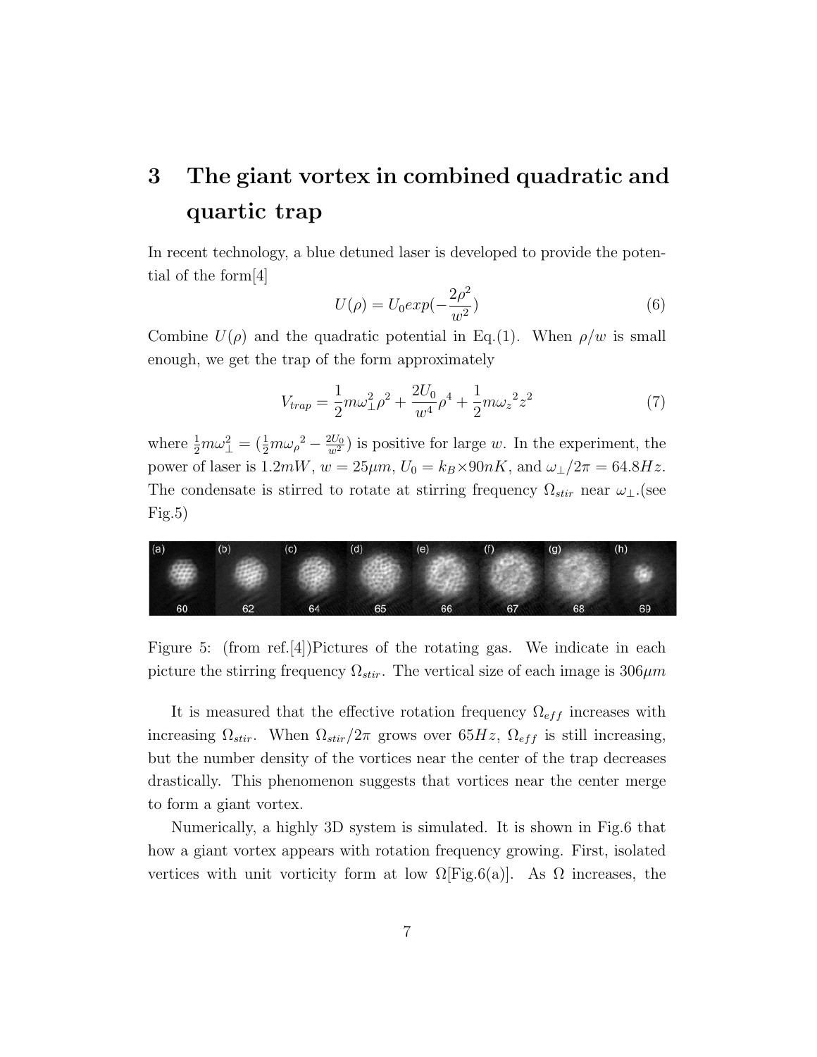# 3 The giant vortex in combined quadratic and quartic trap

In recent technology, a blue detuned laser is developed to provide the potential of the form[4]

$$U(\rho) = U_0 exp(-\frac{2\rho^2}{w^2}) \tag{6}$$

Combine $U(\rho)$ and the quadratic potential in Eq.(1). When $\rho/w$ is small enough, we get the trap of the form approximately

$$V_{trap} = \frac{1}{2}m\omega_\perp^2\rho^2 + \frac{2U_0}{w^4}\rho^4 + \frac{1}{2}m{\omega_z}^2 z^2 \tag{7}$$

where $\frac{1}{2}m\omega_\perp^2 = (\frac{1}{2}m{\omega_\rho}^2 - \frac{2U_0}{w^2})$ is positive for large $w$. In the experiment, the power of laser is $1.2mW$, $w = 25\mu m$, $U_0 = k_B \times 90nK$, and $\omega_\perp/2\pi = 64.8Hz$. The condensate is stirred to rotate at stirring frequency $\Omega_{stir}$ near $\omega_\perp$.(see Fig.5)

Figure 5: (from ref.[4])Pictures of the rotating gas. We indicate in each picture the stirring frequency $\Omega_{stir}$. The vertical size of each image is $306\mu m$

It is measured that the effective rotation frequency $\Omega_{eff}$ increases with increasing $\Omega_{stir}$. When $\Omega_{stir}/2\pi$ grows over $65Hz$, $\Omega_{eff}$ is still increasing, but the number density of the vortices near the center of the trap decreases drastically. This phenomenon suggests that vortices near the center merge to form a giant vortex.

Numerically, a highly 3D system is simulated. It is shown in Fig.6 that how a giant vortex appears with rotation frequency growing. First, isolated vertices with unit vorticity form at low $\Omega$[Fig.6(a)]. As $\Omega$ increases, the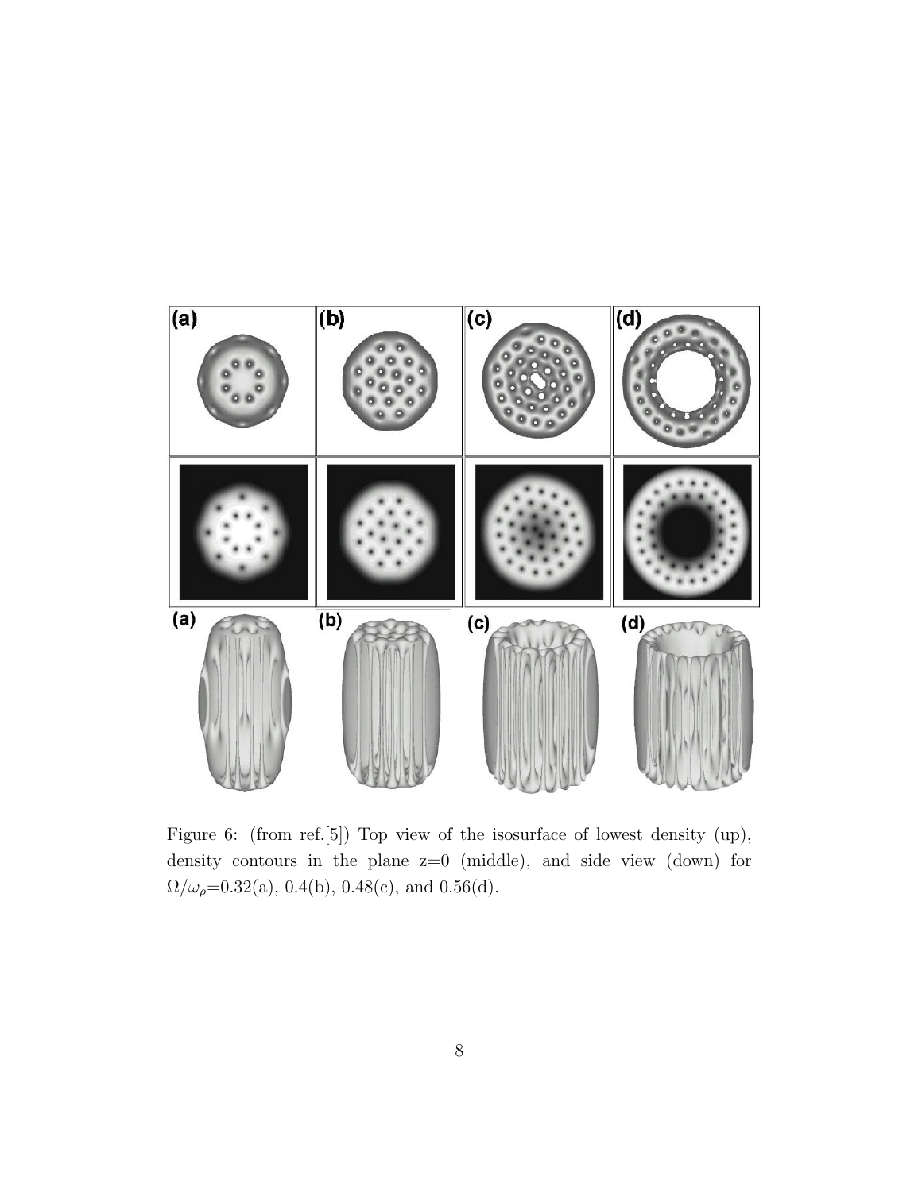Figure 6: (from ref.[5]) Top view of the isosurface of lowest density (up), density contours in the plane z=0 (middle), and side view (down) for $\Omega/\omega_\rho$=0.32(a), 0.4(b), 0.48(c), and 0.56(d).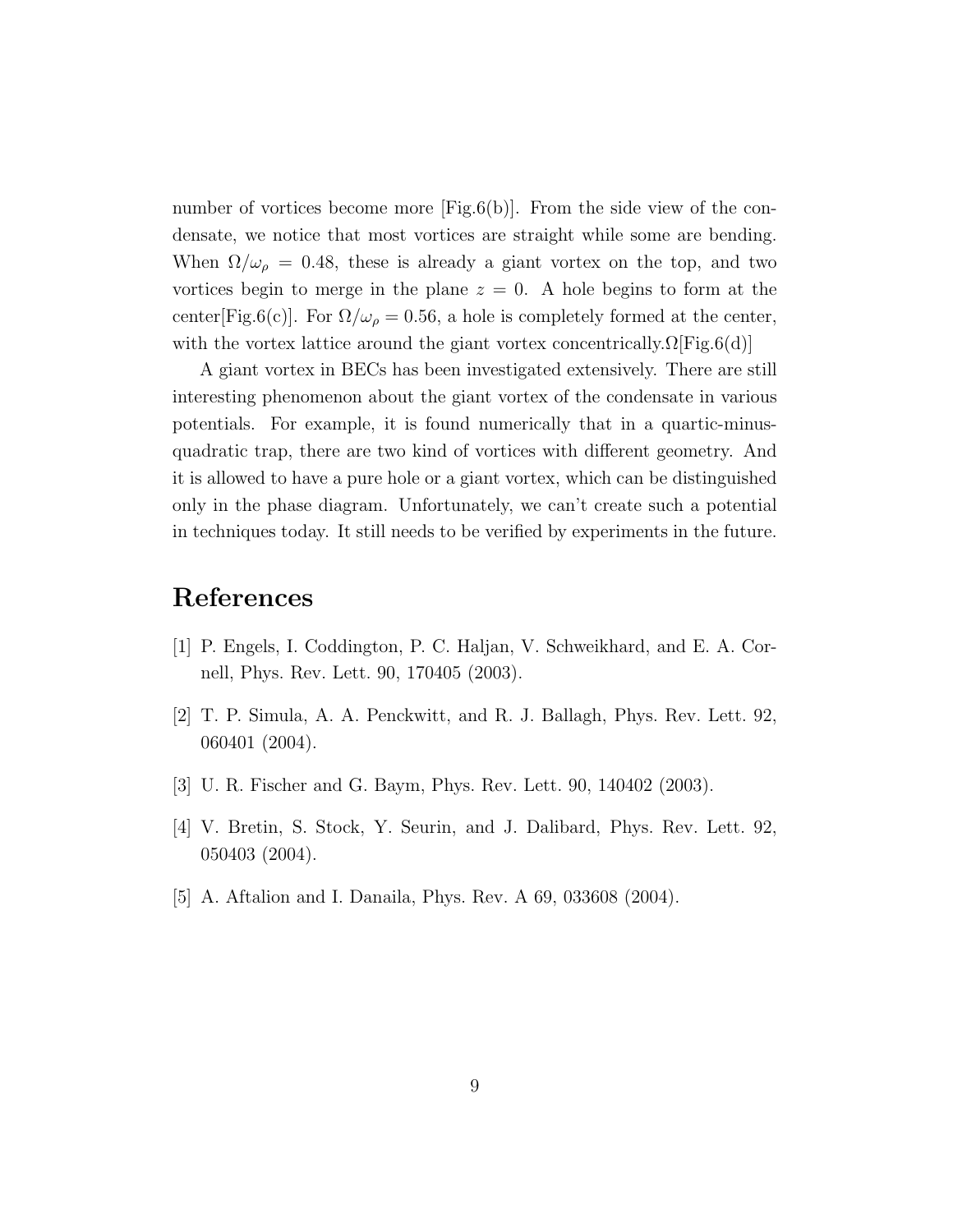number of vortices become more [Fig.6(b)]. From the side view of the condensate, we notice that most vortices are straight while some are bending. When $\Omega/\omega_\rho = 0.48$, these is already a giant vortex on the top, and two vortices begin to merge in the plane $z = 0$. A hole begins to form at the center[Fig.6(c)]. For $\Omega/\omega_\rho = 0.56$, a hole is completely formed at the center, with the vortex lattice around the giant vortex concentrically.$\Omega$[Fig.6(d)]

A giant vortex in BECs has been investigated extensively. There are still interesting phenomenon about the giant vortex of the condensate in various potentials. For example, it is found numerically that in a quartic-minus-quadratic trap, there are two kind of vortices with different geometry. And it is allowed to have a pure hole or a giant vortex, which can be distinguished only in the phase diagram. Unfortunately, we can't create such a potential in techniques today. It still needs to be verified by experiments in the future.

# References

[1] P. Engels, I. Coddington, P. C. Haljan, V. Schweikhard, and E. A. Cornell, Phys. Rev. Lett. 90, 170405 (2003).

[2] T. P. Simula, A. A. Penckwitt, and R. J. Ballagh, Phys. Rev. Lett. 92, 060401 (2004).

[3] U. R. Fischer and G. Baym, Phys. Rev. Lett. 90, 140402 (2003).

[4] V. Bretin, S. Stock, Y. Seurin, and J. Dalibard, Phys. Rev. Lett. 92, 050403 (2004).

[5] A. Aftalion and I. Danaila, Phys. Rev. A 69, 033608 (2004).